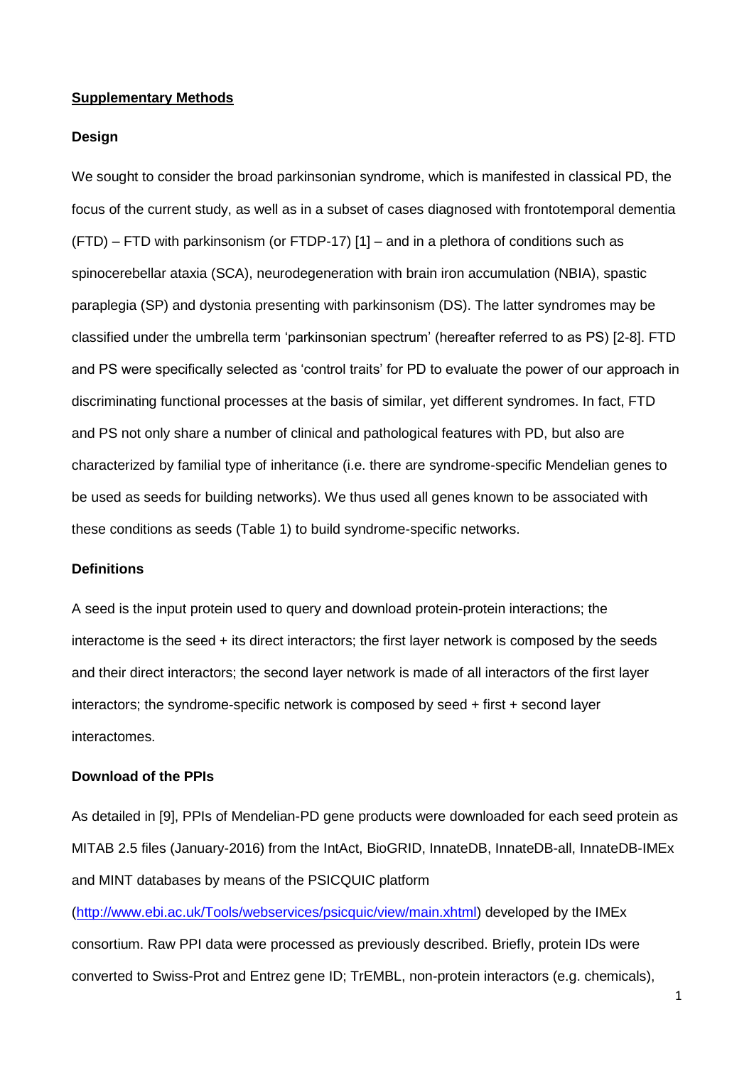**Supplementary Methods**

**Design**

We sought to consider the broad parkinsonian syndrome, which is manifested in classical PD, the focus of the current study, as well as in a subset of cases diagnosed with frontotemporal dementia (FTD) – FTD with parkinsonism (or FTDP-17) [1] – and in a plethora of conditions such as spinocerebellar ataxia (SCA), neurodegeneration with brain iron accumulation (NBIA), spastic paraplegia (SP) and dystonia presenting with parkinsonism (DS). The latter syndromes may be classified under the umbrella term 'parkinsonian spectrum' (hereafter referred to as PS) [2-8]. FTD and PS were specifically selected as 'control traits' for PD to evaluate the power of our approach in discriminating functional processes at the basis of similar, yet different syndromes. In fact, FTD and PS not only share a number of clinical and pathological features with PD, but also are characterized by familial type of inheritance (i.e. there are syndrome-specific Mendelian genes to be used as seeds for building networks). We thus used all genes known to be associated with these conditions as seeds (Table 1) to build syndrome-specific networks.

**Definitions**

A seed is the input protein used to query and download protein-protein interactions; the interactome is the seed + its direct interactors; the first layer network is composed by the seeds and their direct interactors; the second layer network is made of all interactors of the first layer interactors; the syndrome-specific network is composed by seed + first + second layer interactomes.

**Download of the PPIs**

As detailed in [9], PPIs of Mendelian-PD gene products were downloaded for each seed protein as MITAB 2.5 files (January-2016) from the IntAct, BioGRID, InnateDB, InnateDB-all, InnateDB-IMEx and MINT databases by means of the PSICQUIC platform (http://www.ebi.ac.uk/Tools/webservices/psicquic/view/main.xhtml) developed by the IMEx consortium. Raw PPI data were processed as previously described. Briefly, protein IDs were converted to Swiss-Prot and Entrez gene ID; TrEMBL, non-protein interactors (e.g. chemicals),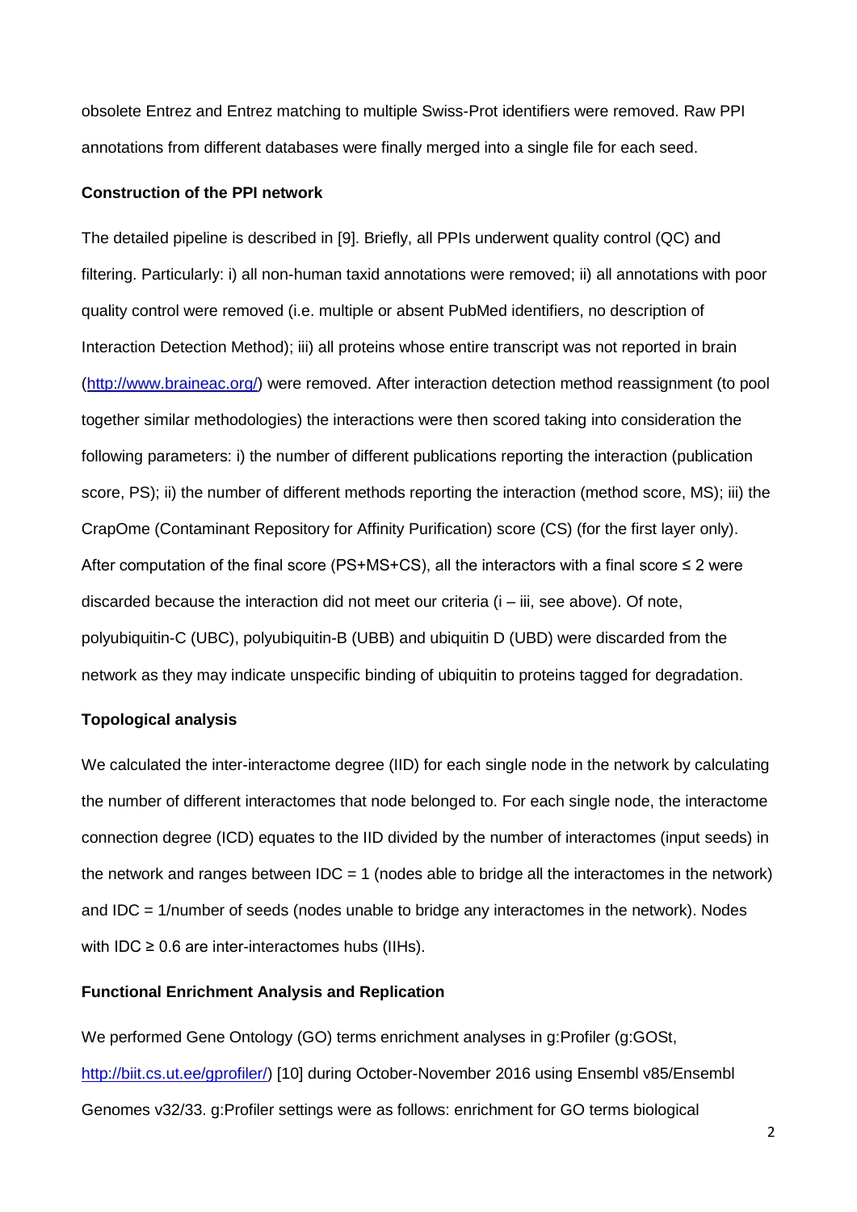obsolete Entrez and Entrez matching to multiple Swiss-Prot identifiers were removed. Raw PPI annotations from different databases were finally merged into a single file for each seed.

**Construction of the PPI network**

The detailed pipeline is described in [9]. Briefly, all PPIs underwent quality control (QC) and filtering. Particularly: i) all non-human taxid annotations were removed; ii) all annotations with poor quality control were removed (i.e. multiple or absent PubMed identifiers, no description of Interaction Detection Method); iii) all proteins whose entire transcript was not reported in brain (http://www.braineac.org/) were removed. After interaction detection method reassignment (to pool together similar methodologies) the interactions were then scored taking into consideration the following parameters: i) the number of different publications reporting the interaction (publication score, PS); ii) the number of different methods reporting the interaction (method score, MS); iii) the CrapOme (Contaminant Repository for Affinity Purification) score (CS) (for the first layer only). After computation of the final score (PS+MS+CS), all the interactors with a final score ≤ 2 were discarded because the interaction did not meet our criteria (i – iii, see above). Of note, polyubiquitin-C (UBC), polyubiquitin-B (UBB) and ubiquitin D (UBD) were discarded from the network as they may indicate unspecific binding of ubiquitin to proteins tagged for degradation.

**Topological analysis**

We calculated the inter-interactome degree (IID) for each single node in the network by calculating the number of different interactomes that node belonged to. For each single node, the interactome connection degree (ICD) equates to the IID divided by the number of interactomes (input seeds) in the network and ranges between IDC = 1 (nodes able to bridge all the interactomes in the network) and IDC = 1/number of seeds (nodes unable to bridge any interactomes in the network). Nodes with IDC ≥ 0.6 are inter-interactomes hubs (IIHs).

**Functional Enrichment Analysis and Replication**

We performed Gene Ontology (GO) terms enrichment analyses in g:Profiler (g:GOSt, http://biit.cs.ut.ee/gprofiler/) [10] during October-November 2016 using Ensembl v85/Ensembl Genomes v32/33. g:Profiler settings were as follows: enrichment for GO terms biological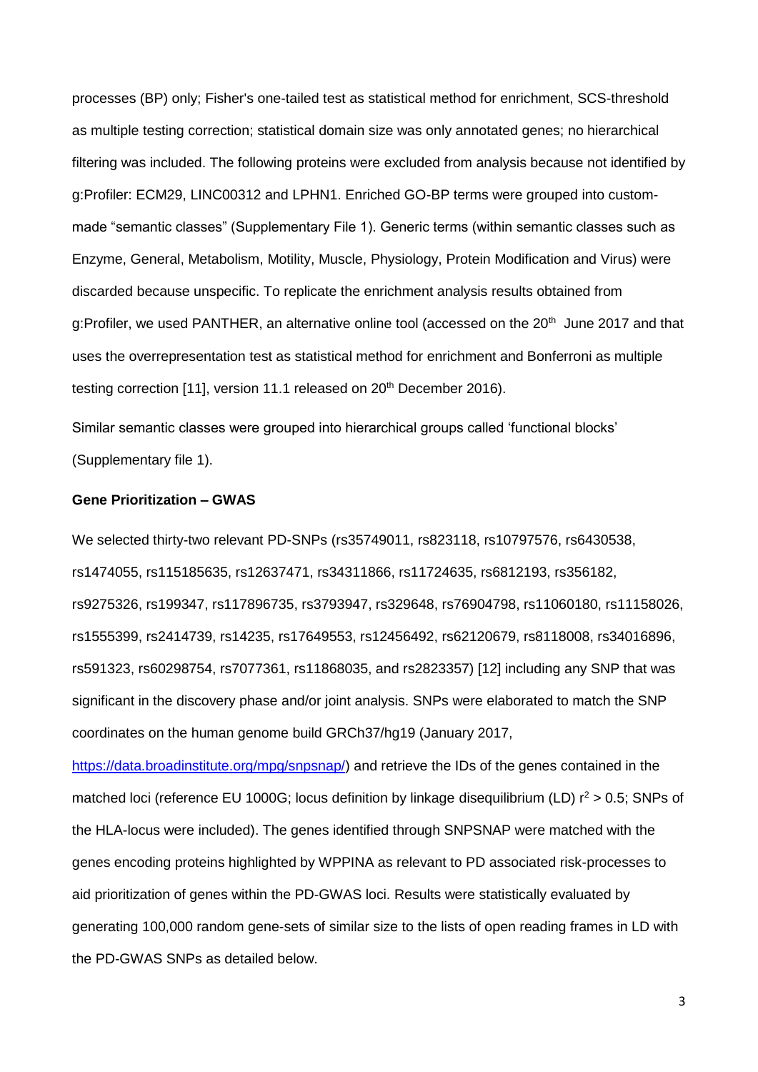processes (BP) only; Fisher's one-tailed test as statistical method for enrichment, SCS-threshold as multiple testing correction; statistical domain size was only annotated genes; no hierarchical filtering was included. The following proteins were excluded from analysis because not identified by g:Profiler: ECM29, LINC00312 and LPHN1. Enriched GO-BP terms were grouped into custom-made "semantic classes" (Supplementary File 1). Generic terms (within semantic classes such as Enzyme, General, Metabolism, Motility, Muscle, Physiology, Protein Modification and Virus) were discarded because unspecific. To replicate the enrichment analysis results obtained from g:Profiler, we used PANTHER, an alternative online tool (accessed on the 20th June 2017 and that uses the overrepresentation test as statistical method for enrichment and Bonferroni as multiple testing correction [11], version 11.1 released on 20th December 2016).

Similar semantic classes were grouped into hierarchical groups called 'functional blocks' (Supplementary file 1).

**Gene Prioritization – GWAS**

We selected thirty-two relevant PD-SNPs (rs35749011, rs823118, rs10797576, rs6430538, rs1474055, rs115185635, rs12637471, rs34311866, rs11724635, rs6812193, rs356182, rs9275326, rs199347, rs117896735, rs3793947, rs329648, rs76904798, rs11060180, rs11158026, rs1555399, rs2414739, rs14235, rs17649553, rs12456492, rs62120679, rs8118008, rs34016896, rs591323, rs60298754, rs7077361, rs11868035, and rs2823357) [12] including any SNP that was significant in the discovery phase and/or joint analysis. SNPs were elaborated to match the SNP coordinates on the human genome build GRCh37/hg19 (January 2017, https://data.broadinstitute.org/mpg/snpsnap/) and retrieve the IDs of the genes contained in the matched loci (reference EU 1000G; locus definition by linkage disequilibrium (LD) $r^2 > 0.5$; SNPs of the HLA-locus were included). The genes identified through SNPSNAP were matched with the genes encoding proteins highlighted by WPPINA as relevant to PD associated risk-processes to aid prioritization of genes within the PD-GWAS loci. Results were statistically evaluated by generating 100,000 random gene-sets of similar size to the lists of open reading frames in LD with the PD-GWAS SNPs as detailed below.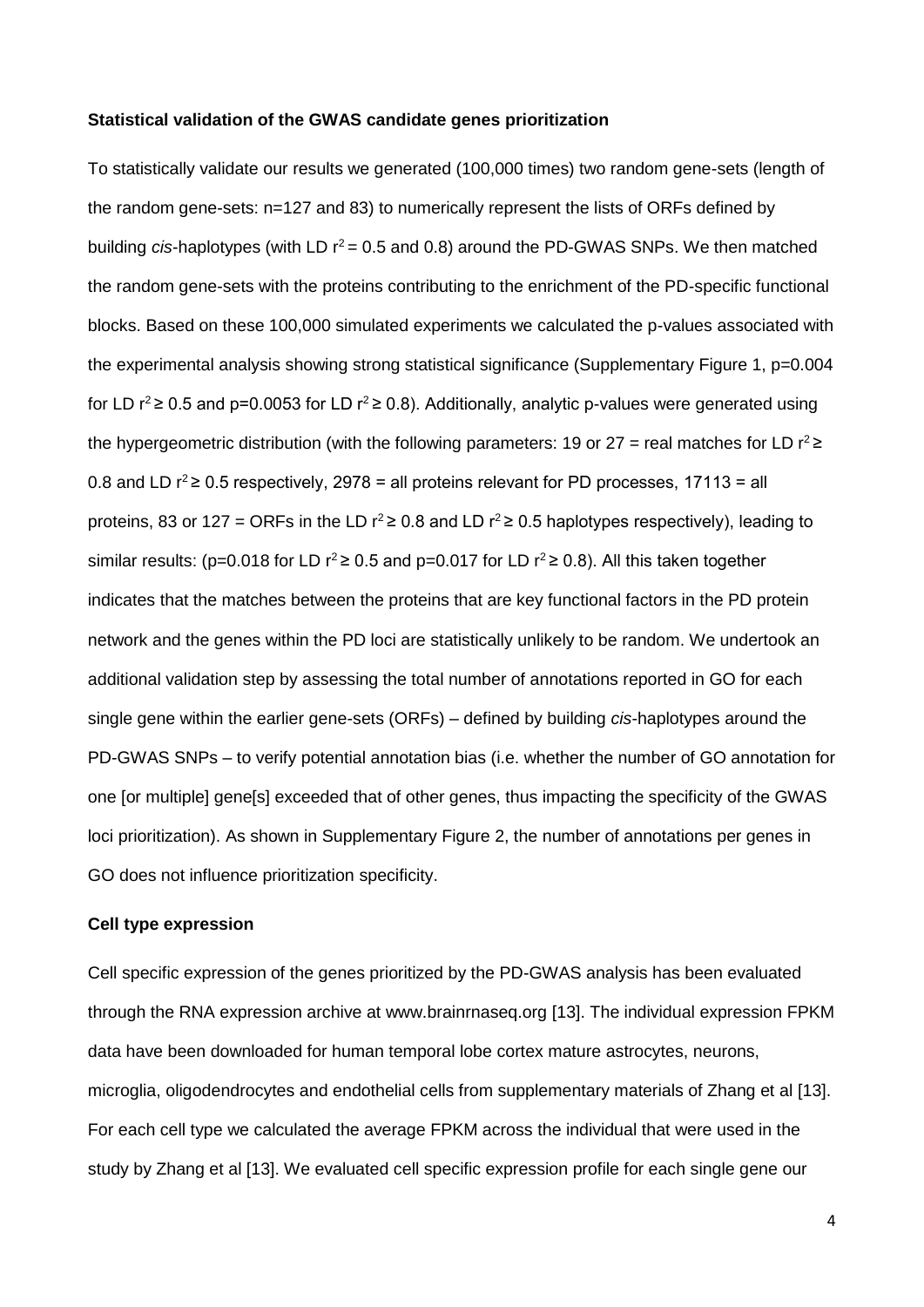**Statistical validation of the GWAS candidate genes prioritization**

To statistically validate our results we generated (100,000 times) two random gene-sets (length of the random gene-sets: n=127 and 83) to numerically represent the lists of ORFs defined by building *cis*-haplotypes (with LD $r^2 = 0.5$ and 0.8) around the PD-GWAS SNPs. We then matched the random gene-sets with the proteins contributing to the enrichment of the PD-specific functional blocks. Based on these 100,000 simulated experiments we calculated the p-values associated with the experimental analysis showing strong statistical significance (Supplementary Figure 1, p=0.004 for LD $r^2 \geq 0.5$ and p=0.0053 for LD $r^2 \geq 0.8$). Additionally, analytic p-values were generated using the hypergeometric distribution (with the following parameters: 19 or 27 = real matches for LD $r^2 \geq 0.8$ and LD $r^2 \geq 0.5$ respectively, 2978 = all proteins relevant for PD processes, 17113 = all proteins, 83 or 127 = ORFs in the LD $r^2 \geq 0.8$ and LD $r^2 \geq 0.5$ haplotypes respectively), leading to similar results: (p=0.018 for LD $r^2 \geq 0.5$ and p=0.017 for LD $r^2 \geq 0.8$). All this taken together indicates that the matches between the proteins that are key functional factors in the PD protein network and the genes within the PD loci are statistically unlikely to be random. We undertook an additional validation step by assessing the total number of annotations reported in GO for each single gene within the earlier gene-sets (ORFs) – defined by building *cis*-haplotypes around the PD-GWAS SNPs – to verify potential annotation bias (i.e. whether the number of GO annotation for one [or multiple] gene[s] exceeded that of other genes, thus impacting the specificity of the GWAS loci prioritization). As shown in Supplementary Figure 2, the number of annotations per genes in GO does not influence prioritization specificity.

**Cell type expression**

Cell specific expression of the genes prioritized by the PD-GWAS analysis has been evaluated through the RNA expression archive at www.brainrnaseq.org [13]. The individual expression FPKM data have been downloaded for human temporal lobe cortex mature astrocytes, neurons, microglia, oligodendrocytes and endothelial cells from supplementary materials of Zhang et al [13]. For each cell type we calculated the average FPKM across the individual that were used in the study by Zhang et al [13]. We evaluated cell specific expression profile for each single gene our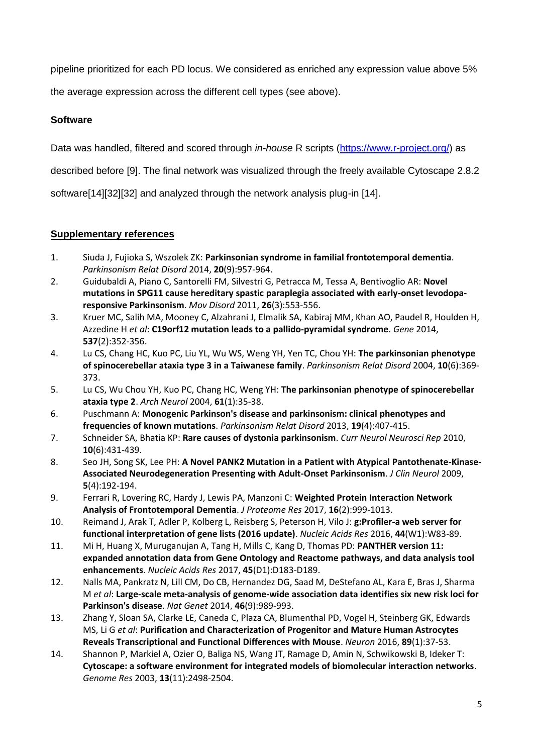pipeline prioritized for each PD locus. We considered as enriched any expression value above 5% the average expression across the different cell types (see above).

### Software

Data was handled, filtered and scored through *in-house* R scripts (https://www.r-project.org/) as described before [9]. The final network was visualized through the freely available Cytoscape 2.8.2 software[14][32][32] and analyzed through the network analysis plug-in [14].

## Supplementary references

1. Siuda J, Fujioka S, Wszolek ZK: **Parkinsonian syndrome in familial frontotemporal dementia**. *Parkinsonism Relat Disord* 2014, **20**(9):957-964.
2. Guidubaldi A, Piano C, Santorelli FM, Silvestri G, Petracca M, Tessa A, Bentivoglio AR: **Novel mutations in SPG11 cause hereditary spastic paraplegia associated with early-onset levodopa-responsive Parkinsonism**. *Mov Disord* 2011, **26**(3):553-556.
3. Kruer MC, Salih MA, Mooney C, Alzahrani J, Elmalik SA, Kabiraj MM, Khan AO, Paudel R, Houlden H, Azzedine H *et al*: **C19orf12 mutation leads to a pallido-pyramidal syndrome**. *Gene* 2014, **537**(2):352-356.
4. Lu CS, Chang HC, Kuo PC, Liu YL, Wu WS, Weng YH, Yen TC, Chou YH: **The parkinsonian phenotype of spinocerebellar ataxia type 3 in a Taiwanese family**. *Parkinsonism Relat Disord* 2004, **10**(6):369-373.
5. Lu CS, Wu Chou YH, Kuo PC, Chang HC, Weng YH: **The parkinsonian phenotype of spinocerebellar ataxia type 2**. *Arch Neurol* 2004, **61**(1):35-38.
6. Puschmann A: **Monogenic Parkinson's disease and parkinsonism: clinical phenotypes and frequencies of known mutations**. *Parkinsonism Relat Disord* 2013, **19**(4):407-415.
7. Schneider SA, Bhatia KP: **Rare causes of dystonia parkinsonism**. *Curr Neurol Neurosci Rep* 2010, **10**(6):431-439.
8. Seo JH, Song SK, Lee PH: **A Novel PANK2 Mutation in a Patient with Atypical Pantothenate-Kinase-Associated Neurodegeneration Presenting with Adult-Onset Parkinsonism**. *J Clin Neurol* 2009, **5**(4):192-194.
9. Ferrari R, Lovering RC, Hardy J, Lewis PA, Manzoni C: **Weighted Protein Interaction Network Analysis of Frontotemporal Dementia**. *J Proteome Res* 2017, **16**(2):999-1013.
10. Reimand J, Arak T, Adler P, Kolberg L, Reisberg S, Peterson H, Vilo J: **g:Profiler-a web server for functional interpretation of gene lists (2016 update)**. *Nucleic Acids Res* 2016, **44**(W1):W83-89.
11. Mi H, Huang X, Muruganujan A, Tang H, Mills C, Kang D, Thomas PD: **PANTHER version 11: expanded annotation data from Gene Ontology and Reactome pathways, and data analysis tool enhancements**. *Nucleic Acids Res* 2017, **45**(D1):D183-D189.
12. Nalls MA, Pankratz N, Lill CM, Do CB, Hernandez DG, Saad M, DeStefano AL, Kara E, Bras J, Sharma M *et al*: **Large-scale meta-analysis of genome-wide association data identifies six new risk loci for Parkinson's disease**. *Nat Genet* 2014, **46**(9):989-993.
13. Zhang Y, Sloan SA, Clarke LE, Caneda C, Plaza CA, Blumenthal PD, Vogel H, Steinberg GK, Edwards MS, Li G *et al*: **Purification and Characterization of Progenitor and Mature Human Astrocytes Reveals Transcriptional and Functional Differences with Mouse**. *Neuron* 2016, **89**(1):37-53.
14. Shannon P, Markiel A, Ozier O, Baliga NS, Wang JT, Ramage D, Amin N, Schwikowski B, Ideker T: **Cytoscape: a software environment for integrated models of biomolecular interaction networks**. *Genome Res* 2003, **13**(11):2498-2504.